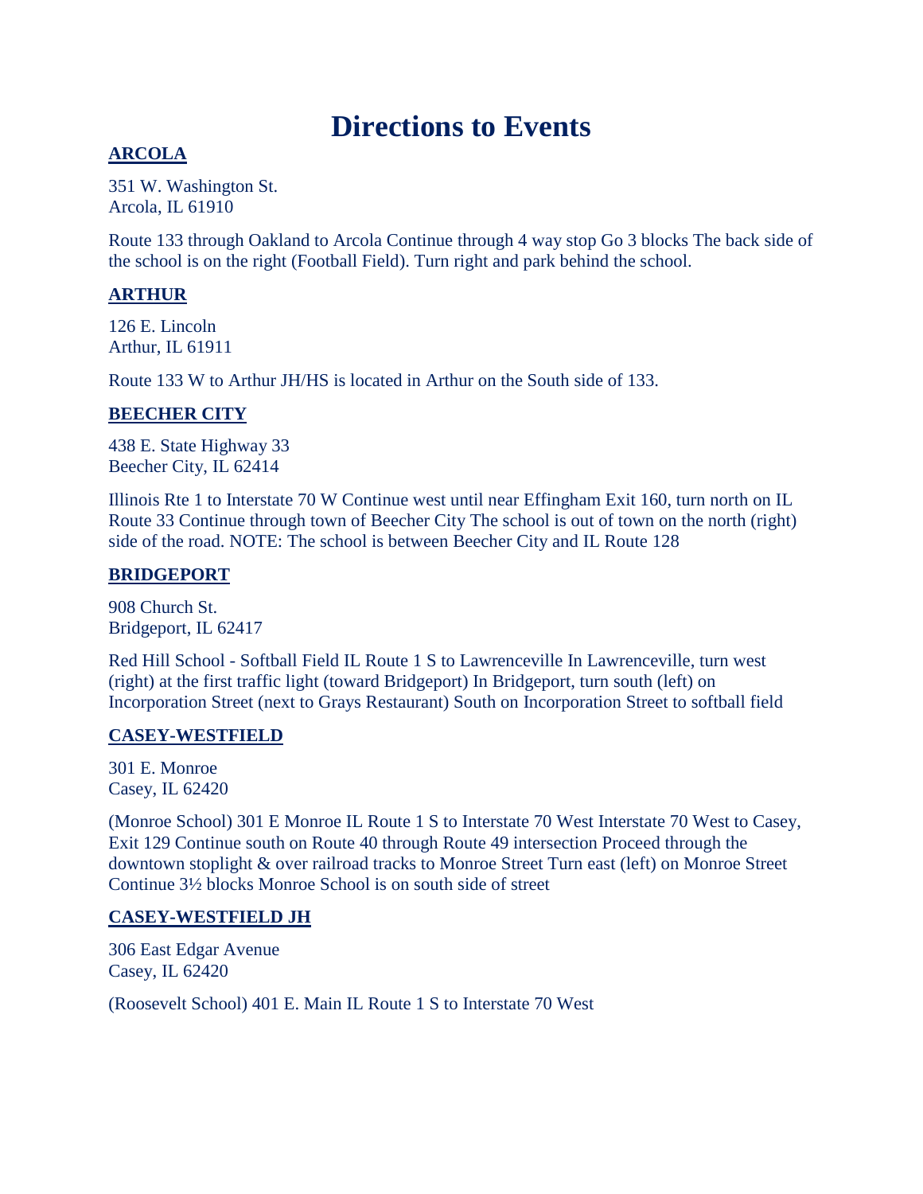# Directions to Events

## ARCOLA

351 W. Washington St.
Arcola, IL 61910

Route 133 through Oakland to Arcola Continue through 4 way stop Go 3 blocks The back side of the school is on the right (Football Field). Turn right and park behind the school.

## ARTHUR

126 E. Lincoln
Arthur, IL 61911

Route 133 W to Arthur JH/HS is located in Arthur on the South side of 133.

## BEECHER CITY

438 E. State Highway 33
Beecher City, IL 62414

Illinois Rte 1 to Interstate 70 W Continue west until near Effingham Exit 160, turn north on IL Route 33 Continue through town of Beecher City The school is out of town on the north (right) side of the road. NOTE: The school is between Beecher City and IL Route 128

## BRIDGEPORT

908 Church St.
Bridgeport, IL 62417

Red Hill School - Softball Field IL Route 1 S to Lawrenceville In Lawrenceville, turn west (right) at the first traffic light (toward Bridgeport) In Bridgeport, turn south (left) on Incorporation Street (next to Grays Restaurant) South on Incorporation Street to softball field

## CASEY-WESTFIELD

301 E. Monroe
Casey, IL 62420

(Monroe School) 301 E Monroe IL Route 1 S to Interstate 70 West Interstate 70 West to Casey, Exit 129 Continue south on Route 40 through Route 49 intersection Proceed through the downtown stoplight & over railroad tracks to Monroe Street Turn east (left) on Monroe Street Continue 3½ blocks Monroe School is on south side of street

## CASEY-WESTFIELD JH

306 East Edgar Avenue
Casey, IL 62420

(Roosevelt School) 401 E. Main IL Route 1 S to Interstate 70 West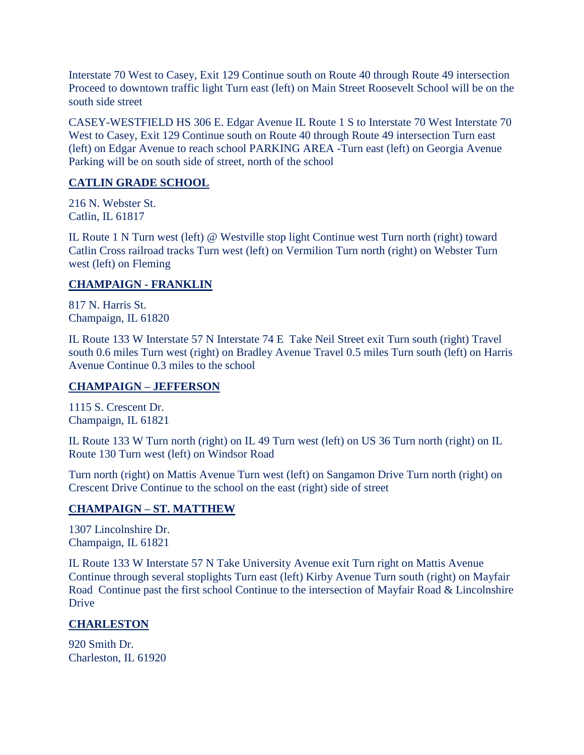Interstate 70 West to Casey, Exit 129 Continue south on Route 40 through Route 49 intersection Proceed to downtown traffic light Turn east (left) on Main Street Roosevelt School will be on the south side street

CASEY-WESTFIELD HS 306 E. Edgar Avenue IL Route 1 S to Interstate 70 West Interstate 70 West to Casey, Exit 129 Continue south on Route 40 through Route 49 intersection Turn east (left) on Edgar Avenue to reach school PARKING AREA -Turn east (left) on Georgia Avenue Parking will be on south side of street, north of the school

## CATLIN GRADE SCHOOL

216 N. Webster St.
Catlin, IL 61817

IL Route 1 N Turn west (left) @ Westville stop light Continue west Turn north (right) toward Catlin Cross railroad tracks Turn west (left) on Vermilion Turn north (right) on Webster Turn west (left) on Fleming

## CHAMPAIGN - FRANKLIN

817 N. Harris St.
Champaign, IL 61820

IL Route 133 W Interstate 57 N Interstate 74 E Take Neil Street exit Turn south (right) Travel south 0.6 miles Turn west (right) on Bradley Avenue Travel 0.5 miles Turn south (left) on Harris Avenue Continue 0.3 miles to the school

## CHAMPAIGN – JEFFERSON

1115 S. Crescent Dr.
Champaign, IL 61821

IL Route 133 W Turn north (right) on IL 49 Turn west (left) on US 36 Turn north (right) on IL Route 130 Turn west (left) on Windsor Road

Turn north (right) on Mattis Avenue Turn west (left) on Sangamon Drive Turn north (right) on Crescent Drive Continue to the school on the east (right) side of street

## CHAMPAIGN – ST. MATTHEW

1307 Lincolnshire Dr.
Champaign, IL 61821

IL Route 133 W Interstate 57 N Take University Avenue exit Turn right on Mattis Avenue Continue through several stoplights Turn east (left) Kirby Avenue Turn south (right) on Mayfair Road Continue past the first school Continue to the intersection of Mayfair Road & Lincolnshire Drive

## CHARLESTON

920 Smith Dr.
Charleston, IL 61920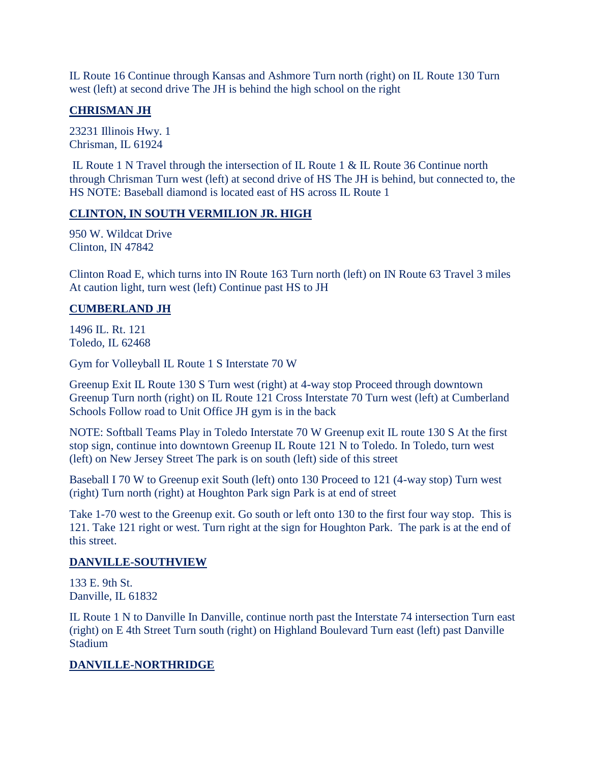IL Route 16 Continue through Kansas and Ashmore Turn north (right) on IL Route 130 Turn west (left) at second drive The JH is behind the high school on the right

## CHRISMAN JH

23231 Illinois Hwy. 1
Chrisman, IL 61924

IL Route 1 N Travel through the intersection of IL Route 1 & IL Route 36 Continue north through Chrisman Turn west (left) at second drive of HS The JH is behind, but connected to, the HS NOTE: Baseball diamond is located east of HS across IL Route 1

## CLINTON, IN SOUTH VERMILION JR. HIGH

950 W. Wildcat Drive
Clinton, IN 47842

Clinton Road E, which turns into IN Route 163 Turn north (left) on IN Route 63 Travel 3 miles At caution light, turn west (left) Continue past HS to JH

## CUMBERLAND JH

1496 IL. Rt. 121
Toledo, IL 62468

Gym for Volleyball IL Route 1 S Interstate 70 W

Greenup Exit IL Route 130 S Turn west (right) at 4-way stop Proceed through downtown Greenup Turn north (right) on IL Route 121 Cross Interstate 70 Turn west (left) at Cumberland Schools Follow road to Unit Office JH gym is in the back

NOTE: Softball Teams Play in Toledo Interstate 70 W Greenup exit IL route 130 S At the first stop sign, continue into downtown Greenup IL Route 121 N to Toledo. In Toledo, turn west (left) on New Jersey Street The park is on south (left) side of this street

Baseball I 70 W to Greenup exit South (left) onto 130 Proceed to 121 (4-way stop) Turn west (right) Turn north (right) at Houghton Park sign Park is at end of street

Take 1-70 west to the Greenup exit. Go south or left onto 130 to the first four way stop. This is 121. Take 121 right or west. Turn right at the sign for Houghton Park. The park is at the end of this street.

## DANVILLE-SOUTHVIEW

133 E. 9th St.
Danville, IL 61832

IL Route 1 N to Danville In Danville, continue north past the Interstate 74 intersection Turn east (right) on E 4th Street Turn south (right) on Highland Boulevard Turn east (left) past Danville Stadium

## DANVILLE-NORTHRIDGE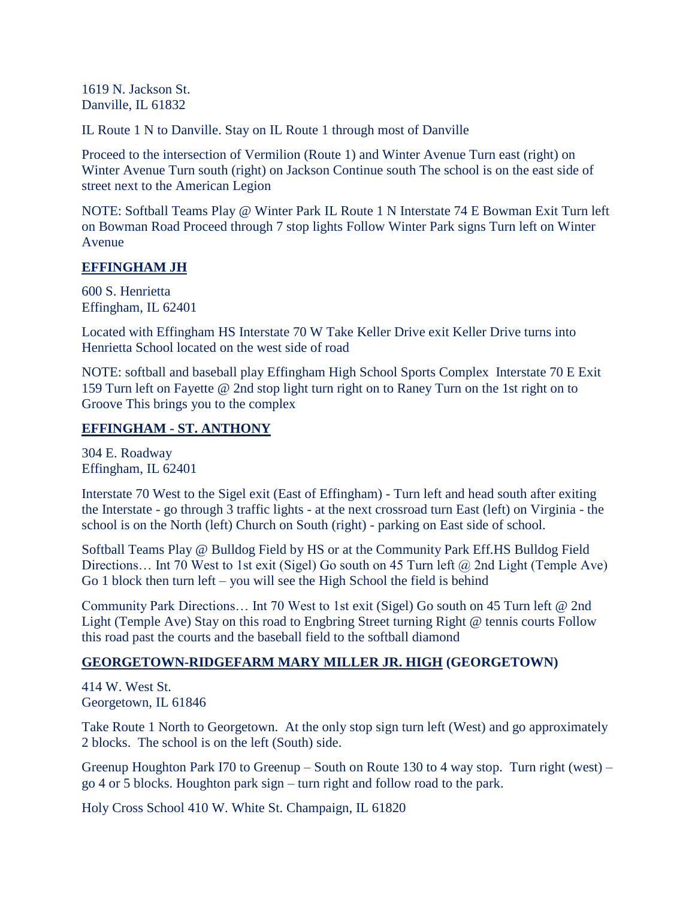1619 N. Jackson St.
Danville, IL 61832

IL Route 1 N to Danville. Stay on IL Route 1 through most of Danville

Proceed to the intersection of Vermilion (Route 1) and Winter Avenue Turn east (right) on Winter Avenue Turn south (right) on Jackson Continue south The school is on the east side of street next to the American Legion

NOTE: Softball Teams Play @ Winter Park IL Route 1 N Interstate 74 E Bowman Exit Turn left on Bowman Road Proceed through 7 stop lights Follow Winter Park signs Turn left on Winter Avenue

## EFFINGHAM JH

600 S. Henrietta
Effingham, IL 62401

Located with Effingham HS Interstate 70 W Take Keller Drive exit Keller Drive turns into Henrietta School located on the west side of road

NOTE: softball and baseball play Effingham High School Sports Complex Interstate 70 E Exit 159 Turn left on Fayette @ 2nd stop light turn right on to Raney Turn on the 1st right on to Groove This brings you to the complex

## EFFINGHAM - ST. ANTHONY

304 E. Roadway
Effingham, IL 62401

Interstate 70 West to the Sigel exit (East of Effingham) - Turn left and head south after exiting the Interstate - go through 3 traffic lights - at the next crossroad turn East (left) on Virginia - the school is on the North (left) Church on South (right) - parking on East side of school.

Softball Teams Play @ Bulldog Field by HS or at the Community Park Eff.HS Bulldog Field Directions… Int 70 West to 1st exit (Sigel) Go south on 45 Turn left @ 2nd Light (Temple Ave) Go 1 block then turn left – you will see the High School the field is behind

Community Park Directions… Int 70 West to 1st exit (Sigel) Go south on 45 Turn left @ 2nd Light (Temple Ave) Stay on this road to Engbring Street turning Right @ tennis courts Follow this road past the courts and the baseball field to the softball diamond

## GEORGETOWN-RIDGEFARM MARY MILLER JR. HIGH (GEORGETOWN)

414 W. West St.
Georgetown, IL 61846

Take Route 1 North to Georgetown. At the only stop sign turn left (West) and go approximately 2 blocks. The school is on the left (South) side.

Greenup Houghton Park I70 to Greenup – South on Route 130 to 4 way stop. Turn right (west) – go 4 or 5 blocks. Houghton park sign – turn right and follow road to the park.

Holy Cross School 410 W. White St. Champaign, IL 61820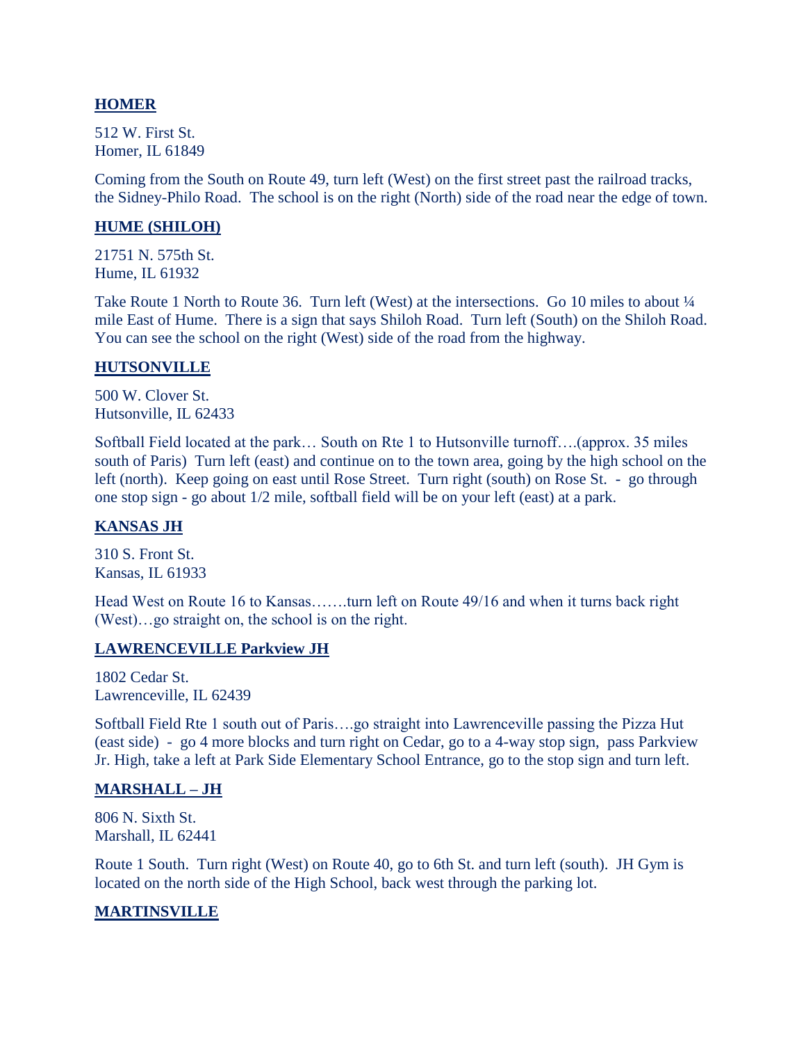**HOMER**

512 W. First St.
Homer, IL 61849

Coming from the South on Route 49, turn left (West) on the first street past the railroad tracks, the Sidney-Philo Road. The school is on the right (North) side of the road near the edge of town.

**HUME (SHILOH)**

21751 N. 575th St.
Hume, IL 61932

Take Route 1 North to Route 36. Turn left (West) at the intersections. Go 10 miles to about ¼ mile East of Hume. There is a sign that says Shiloh Road. Turn left (South) on the Shiloh Road. You can see the school on the right (West) side of the road from the highway.

**HUTSONVILLE**

500 W. Clover St.
Hutsonville, IL 62433

Softball Field located at the park… South on Rte 1 to Hutsonville turnoff….(approx. 35 miles south of Paris) Turn left (east) and continue on to the town area, going by the high school on the left (north). Keep going on east until Rose Street. Turn right (south) on Rose St. - go through one stop sign - go about 1/2 mile, softball field will be on your left (east) at a park.

**KANSAS JH**

310 S. Front St.
Kansas, IL 61933

Head West on Route 16 to Kansas…….turn left on Route 49/16 and when it turns back right (West)…go straight on, the school is on the right.

**LAWRENCEVILLE Parkview JH**

1802 Cedar St.
Lawrenceville, IL 62439

Softball Field Rte 1 south out of Paris….go straight into Lawrenceville passing the Pizza Hut (east side) - go 4 more blocks and turn right on Cedar, go to a 4-way stop sign, pass Parkview Jr. High, take a left at Park Side Elementary School Entrance, go to the stop sign and turn left.

**MARSHALL – JH**

806 N. Sixth St.
Marshall, IL 62441

Route 1 South. Turn right (West) on Route 40, go to 6th St. and turn left (south). JH Gym is located on the north side of the High School, back west through the parking lot.

**MARTINSVILLE**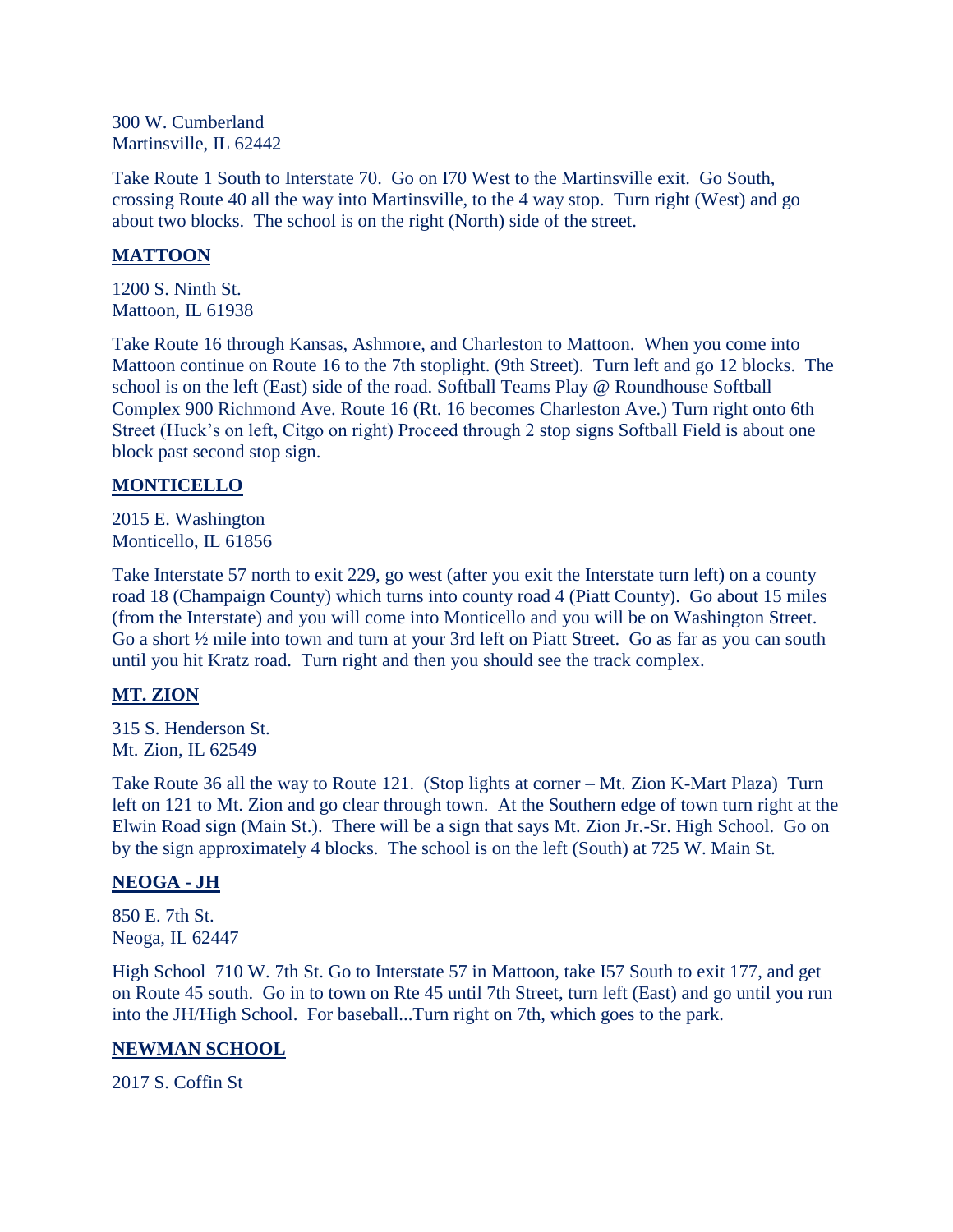300 W. Cumberland
Martinsville, IL 62442

Take Route 1 South to Interstate 70. Go on I70 West to the Martinsville exit. Go South, crossing Route 40 all the way into Martinsville, to the 4 way stop. Turn right (West) and go about two blocks. The school is on the right (North) side of the street.

## MATTOON

1200 S. Ninth St.
Mattoon, IL 61938

Take Route 16 through Kansas, Ashmore, and Charleston to Mattoon. When you come into Mattoon continue on Route 16 to the 7th stoplight. (9th Street). Turn left and go 12 blocks. The school is on the left (East) side of the road. Softball Teams Play @ Roundhouse Softball Complex 900 Richmond Ave. Route 16 (Rt. 16 becomes Charleston Ave.) Turn right onto 6th Street (Huck's on left, Citgo on right) Proceed through 2 stop signs Softball Field is about one block past second stop sign.

## MONTICELLO

2015 E. Washington
Monticello, IL 61856

Take Interstate 57 north to exit 229, go west (after you exit the Interstate turn left) on a county road 18 (Champaign County) which turns into county road 4 (Piatt County). Go about 15 miles (from the Interstate) and you will come into Monticello and you will be on Washington Street. Go a short ½ mile into town and turn at your 3rd left on Piatt Street. Go as far as you can south until you hit Kratz road. Turn right and then you should see the track complex.

## MT. ZION

315 S. Henderson St.
Mt. Zion, IL 62549

Take Route 36 all the way to Route 121. (Stop lights at corner – Mt. Zion K-Mart Plaza) Turn left on 121 to Mt. Zion and go clear through town. At the Southern edge of town turn right at the Elwin Road sign (Main St.). There will be a sign that says Mt. Zion Jr.-Sr. High School. Go on by the sign approximately 4 blocks. The school is on the left (South) at 725 W. Main St.

## NEOGA - JH

850 E. 7th St.
Neoga, IL 62447

High School 710 W. 7th St. Go to Interstate 57 in Mattoon, take I57 South to exit 177, and get on Route 45 south. Go in to town on Rte 45 until 7th Street, turn left (East) and go until you run into the JH/High School. For baseball...Turn right on 7th, which goes to the park.

## NEWMAN SCHOOL

2017 S. Coffin St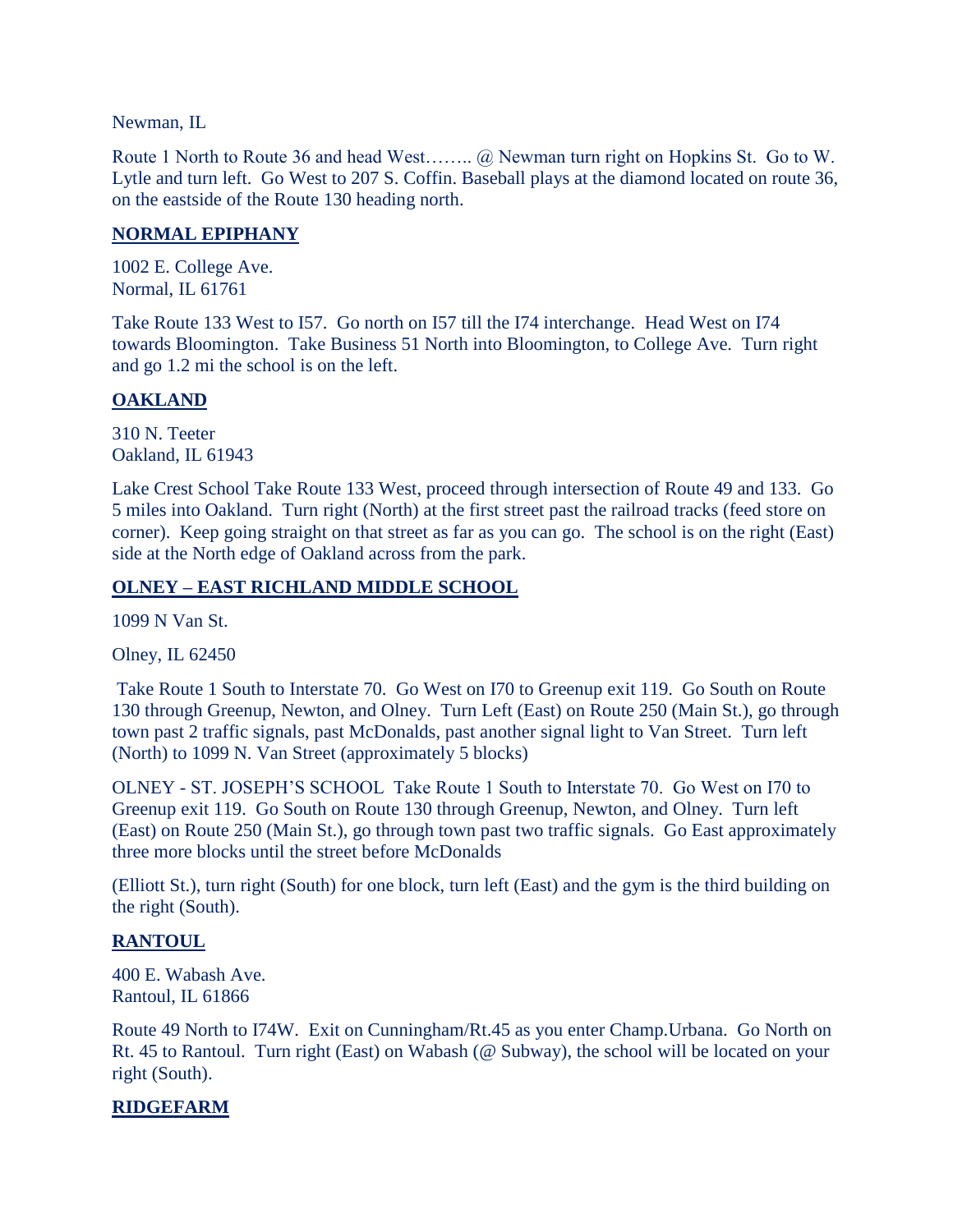Newman, IL

Route 1 North to Route 36 and head West…….. @ Newman turn right on Hopkins St. Go to W. Lytle and turn left. Go West to 207 S. Coffin. Baseball plays at the diamond located on route 36, on the eastside of the Route 130 heading north.

## NORMAL EPIPHANY

1002 E. College Ave.
Normal, IL 61761

Take Route 133 West to I57. Go north on I57 till the I74 interchange. Head West on I74 towards Bloomington. Take Business 51 North into Bloomington, to College Ave. Turn right and go 1.2 mi the school is on the left.

## OAKLAND

310 N. Teeter
Oakland, IL 61943

Lake Crest School Take Route 133 West, proceed through intersection of Route 49 and 133. Go 5 miles into Oakland. Turn right (North) at the first street past the railroad tracks (feed store on corner). Keep going straight on that street as far as you can go. The school is on the right (East) side at the North edge of Oakland across from the park.

## OLNEY – EAST RICHLAND MIDDLE SCHOOL

1099 N Van St.

Olney, IL 62450

Take Route 1 South to Interstate 70. Go West on I70 to Greenup exit 119. Go South on Route 130 through Greenup, Newton, and Olney. Turn Left (East) on Route 250 (Main St.), go through town past 2 traffic signals, past McDonalds, past another signal light to Van Street. Turn left (North) to 1099 N. Van Street (approximately 5 blocks)

OLNEY - ST. JOSEPH'S SCHOOL Take Route 1 South to Interstate 70. Go West on I70 to Greenup exit 119. Go South on Route 130 through Greenup, Newton, and Olney. Turn left (East) on Route 250 (Main St.), go through town past two traffic signals. Go East approximately three more blocks until the street before McDonalds

(Elliott St.), turn right (South) for one block, turn left (East) and the gym is the third building on the right (South).

## RANTOUL

400 E. Wabash Ave.
Rantoul, IL 61866

Route 49 North to I74W. Exit on Cunningham/Rt.45 as you enter Champ.Urbana. Go North on Rt. 45 to Rantoul. Turn right (East) on Wabash (@ Subway), the school will be located on your right (South).

## RIDGEFARM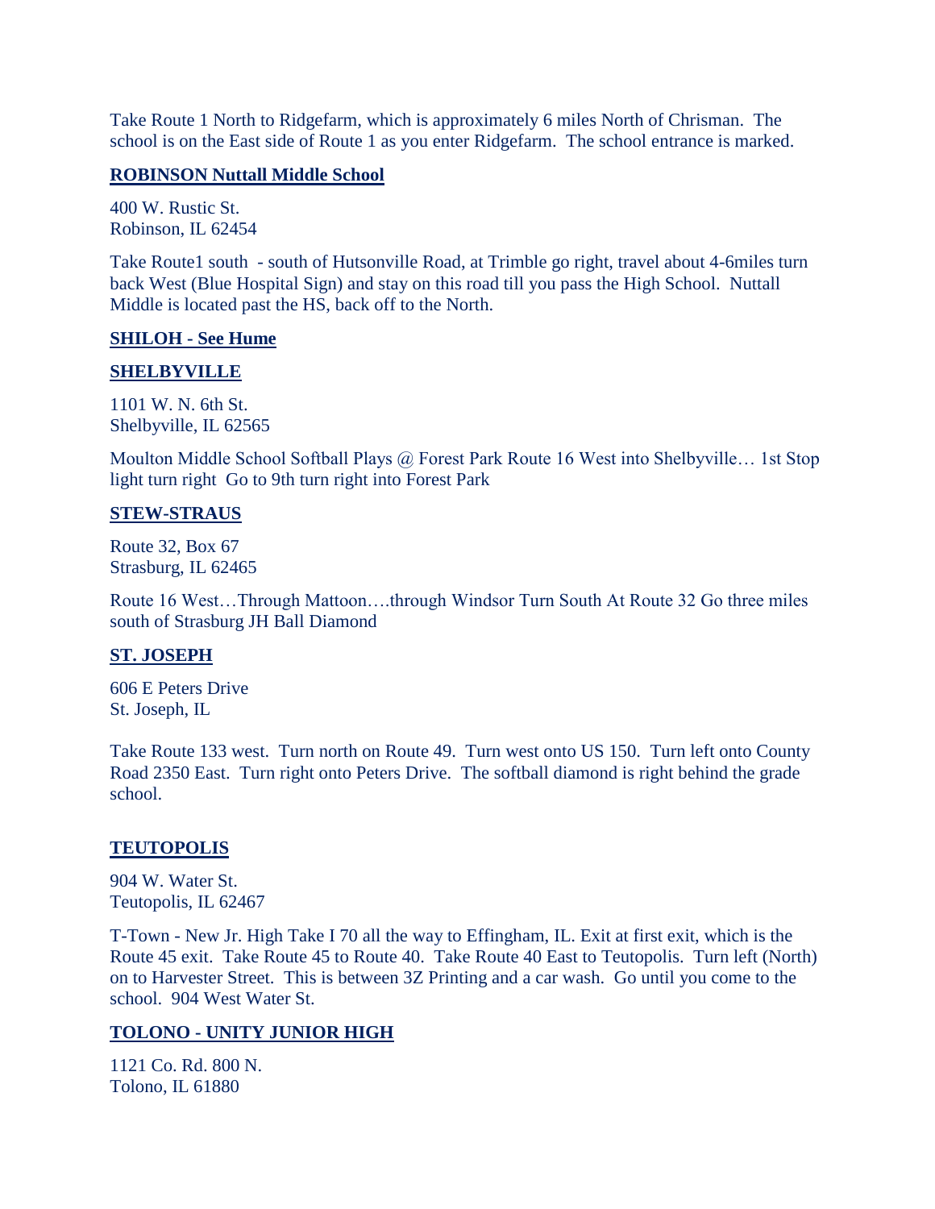Take Route 1 North to Ridgefarm, which is approximately 6 miles North of Chrisman. The school is on the East side of Route 1 as you enter Ridgefarm. The school entrance is marked.

**ROBINSON Nuttall Middle School**

400 W. Rustic St.
Robinson, IL 62454

Take Route1 south - south of Hutsonville Road, at Trimble go right, travel about 4-6miles turn back West (Blue Hospital Sign) and stay on this road till you pass the High School. Nuttall Middle is located past the HS, back off to the North.

**SHILOH - See Hume**

**SHELBYVILLE**

1101 W. N. 6th St.
Shelbyville, IL 62565

Moulton Middle School Softball Plays @ Forest Park Route 16 West into Shelbyville… 1st Stop light turn right Go to 9th turn right into Forest Park

**STEW-STRAUS**

Route 32, Box 67
Strasburg, IL 62465

Route 16 West…Through Mattoon….through Windsor Turn South At Route 32 Go three miles south of Strasburg JH Ball Diamond

**ST. JOSEPH**

606 E Peters Drive
St. Joseph, IL

Take Route 133 west. Turn north on Route 49. Turn west onto US 150. Turn left onto County Road 2350 East. Turn right onto Peters Drive. The softball diamond is right behind the grade school.

**TEUTOPOLIS**

904 W. Water St.
Teutopolis, IL 62467

T-Town - New Jr. High Take I 70 all the way to Effingham, IL. Exit at first exit, which is the Route 45 exit. Take Route 45 to Route 40. Take Route 40 East to Teutopolis. Turn left (North) on to Harvester Street. This is between 3Z Printing and a car wash. Go until you come to the school. 904 West Water St.

**TOLONO - UNITY JUNIOR HIGH**

1121 Co. Rd. 800 N.
Tolono, IL 61880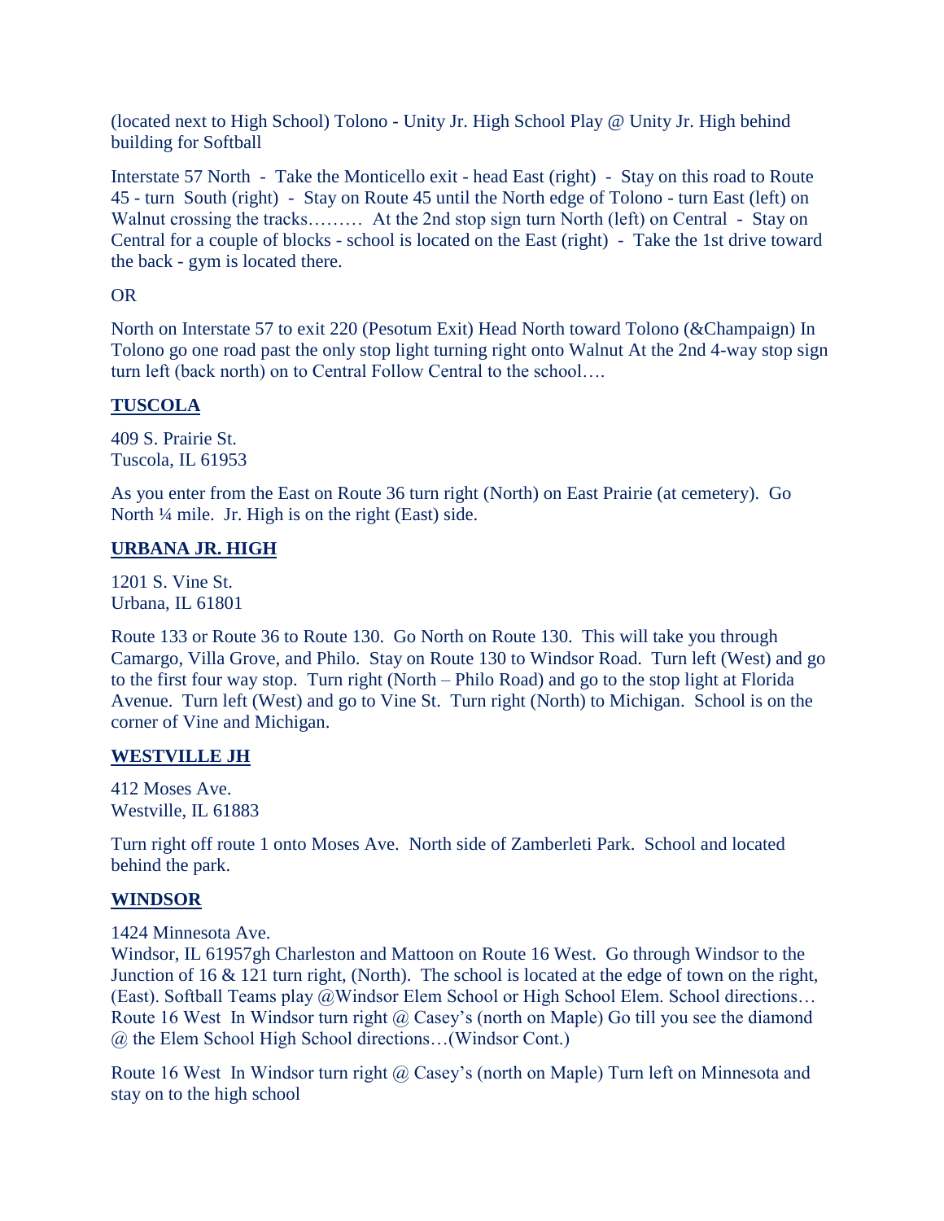(located next to High School) Tolono - Unity Jr. High School Play @ Unity Jr. High behind building for Softball

Interstate 57 North - Take the Monticello exit - head East (right) - Stay on this road to Route 45 - turn South (right) - Stay on Route 45 until the North edge of Tolono - turn East (left) on Walnut crossing the tracks……… At the 2nd stop sign turn North (left) on Central - Stay on Central for a couple of blocks - school is located on the East (right) - Take the 1st drive toward the back - gym is located there.

OR

North on Interstate 57 to exit 220 (Pesotum Exit) Head North toward Tolono (&Champaign) In Tolono go one road past the only stop light turning right onto Walnut At the 2nd 4-way stop sign turn left (back north) on to Central Follow Central to the school….

## TUSCOLA

409 S. Prairie St.
Tuscola, IL 61953

As you enter from the East on Route 36 turn right (North) on East Prairie (at cemetery). Go North ¼ mile. Jr. High is on the right (East) side.

## URBANA JR. HIGH

1201 S. Vine St.
Urbana, IL 61801

Route 133 or Route 36 to Route 130. Go North on Route 130. This will take you through Camargo, Villa Grove, and Philo. Stay on Route 130 to Windsor Road. Turn left (West) and go to the first four way stop. Turn right (North – Philo Road) and go to the stop light at Florida Avenue. Turn left (West) and go to Vine St. Turn right (North) to Michigan. School is on the corner of Vine and Michigan.

## WESTVILLE JH

412 Moses Ave.
Westville, IL 61883

Turn right off route 1 onto Moses Ave. North side of Zamberleti Park. School and located behind the park.

## WINDSOR

1424 Minnesota Ave.
Windsor, IL 61957gh Charleston and Mattoon on Route 16 West. Go through Windsor to the Junction of 16 & 121 turn right, (North). The school is located at the edge of town on the right, (East). Softball Teams play @Windsor Elem School or High School Elem. School directions… Route 16 West In Windsor turn right @ Casey's (north on Maple) Go till you see the diamond @ the Elem School High School directions…(Windsor Cont.)

Route 16 West In Windsor turn right @ Casey's (north on Maple) Turn left on Minnesota and stay on to the high school